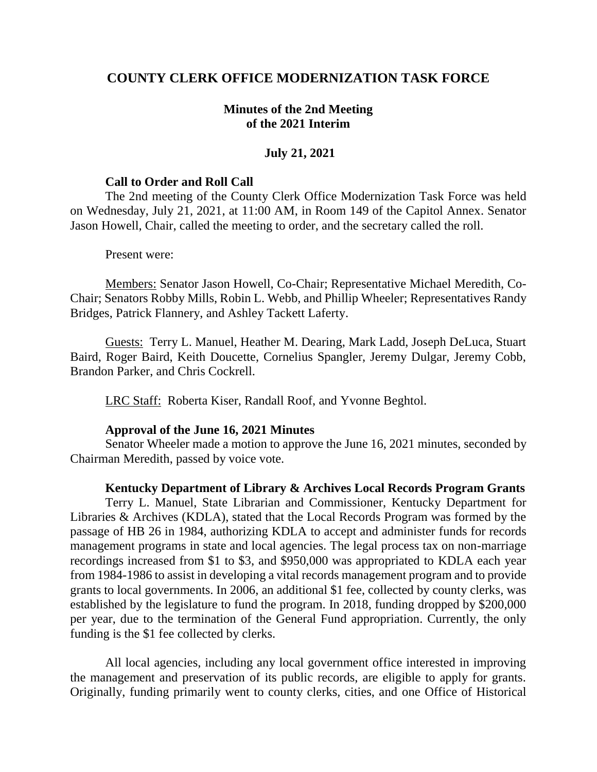# COUNTY CLERK OFFICE MODERNIZATION TASK FORCE

## Minutes of the 2nd Meeting of the 2021 Interim

### July 21, 2021

**Call to Order and Roll Call**

The 2nd meeting of the County Clerk Office Modernization Task Force was held on Wednesday, July 21, 2021, at 11:00 AM, in Room 149 of the Capitol Annex. Senator Jason Howell, Chair, called the meeting to order, and the secretary called the roll.

Present were:

Members: Senator Jason Howell, Co-Chair; Representative Michael Meredith, Co-Chair; Senators Robby Mills, Robin L. Webb, and Phillip Wheeler; Representatives Randy Bridges, Patrick Flannery, and Ashley Tackett Laferty.

Guests: Terry L. Manuel, Heather M. Dearing, Mark Ladd, Joseph DeLuca, Stuart Baird, Roger Baird, Keith Doucette, Cornelius Spangler, Jeremy Dulgar, Jeremy Cobb, Brandon Parker, and Chris Cockrell.

LRC Staff: Roberta Kiser, Randall Roof, and Yvonne Beghtol.

**Approval of the June 16, 2021 Minutes**

Senator Wheeler made a motion to approve the June 16, 2021 minutes, seconded by Chairman Meredith, passed by voice vote.

**Kentucky Department of Library & Archives Local Records Program Grants**

Terry L. Manuel, State Librarian and Commissioner, Kentucky Department for Libraries & Archives (KDLA), stated that the Local Records Program was formed by the passage of HB 26 in 1984, authorizing KDLA to accept and administer funds for records management programs in state and local agencies. The legal process tax on non-marriage recordings increased from $1 to $3, and $950,000 was appropriated to KDLA each year from 1984-1986 to assist in developing a vital records management program and to provide grants to local governments. In 2006, an additional $1 fee, collected by county clerks, was established by the legislature to fund the program. In 2018, funding dropped by $200,000 per year, due to the termination of the General Fund appropriation. Currently, the only funding is the $1 fee collected by clerks.

All local agencies, including any local government office interested in improving the management and preservation of its public records, are eligible to apply for grants. Originally, funding primarily went to county clerks, cities, and one Office of Historical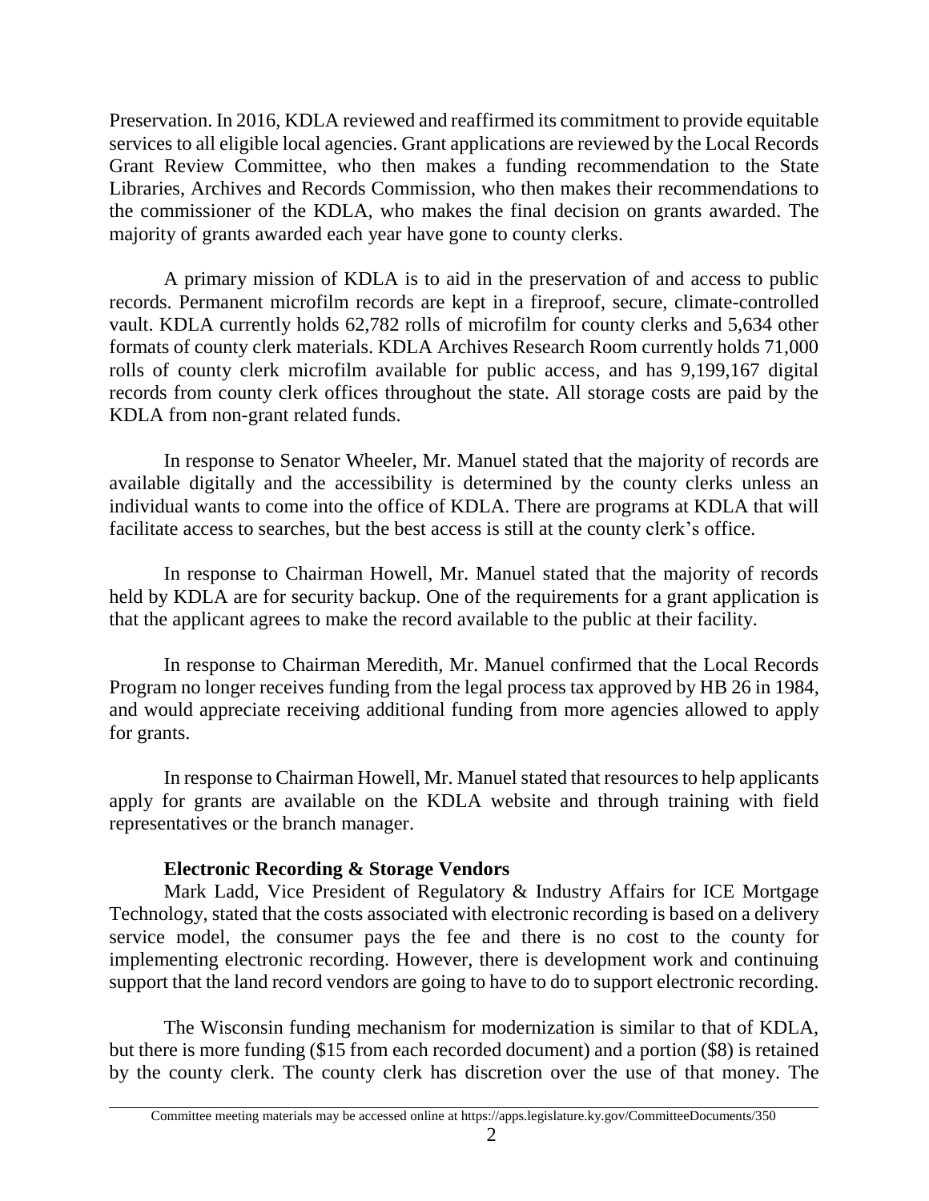Preservation. In 2016, KDLA reviewed and reaffirmed its commitment to provide equitable services to all eligible local agencies. Grant applications are reviewed by the Local Records Grant Review Committee, who then makes a funding recommendation to the State Libraries, Archives and Records Commission, who then makes their recommendations to the commissioner of the KDLA, who makes the final decision on grants awarded. The majority of grants awarded each year have gone to county clerks.

A primary mission of KDLA is to aid in the preservation of and access to public records. Permanent microfilm records are kept in a fireproof, secure, climate-controlled vault. KDLA currently holds 62,782 rolls of microfilm for county clerks and 5,634 other formats of county clerk materials. KDLA Archives Research Room currently holds 71,000 rolls of county clerk microfilm available for public access, and has 9,199,167 digital records from county clerk offices throughout the state. All storage costs are paid by the KDLA from non-grant related funds.

In response to Senator Wheeler, Mr. Manuel stated that the majority of records are available digitally and the accessibility is determined by the county clerks unless an individual wants to come into the office of KDLA. There are programs at KDLA that will facilitate access to searches, but the best access is still at the county clerk's office.

In response to Chairman Howell, Mr. Manuel stated that the majority of records held by KDLA are for security backup. One of the requirements for a grant application is that the applicant agrees to make the record available to the public at their facility.

In response to Chairman Meredith, Mr. Manuel confirmed that the Local Records Program no longer receives funding from the legal process tax approved by HB 26 in 1984, and would appreciate receiving additional funding from more agencies allowed to apply for grants.

In response to Chairman Howell, Mr. Manuel stated that resources to help applicants apply for grants are available on the KDLA website and through training with field representatives or the branch manager.

**Electronic Recording & Storage Vendors**

Mark Ladd, Vice President of Regulatory & Industry Affairs for ICE Mortgage Technology, stated that the costs associated with electronic recording is based on a delivery service model, the consumer pays the fee and there is no cost to the county for implementing electronic recording. However, there is development work and continuing support that the land record vendors are going to have to do to support electronic recording.

The Wisconsin funding mechanism for modernization is similar to that of KDLA, but there is more funding ($15 from each recorded document) and a portion ($8) is retained by the county clerk. The county clerk has discretion over the use of that money. The

Committee meeting materials may be accessed online at https://apps.legislature.ky.gov/CommitteeDocuments/350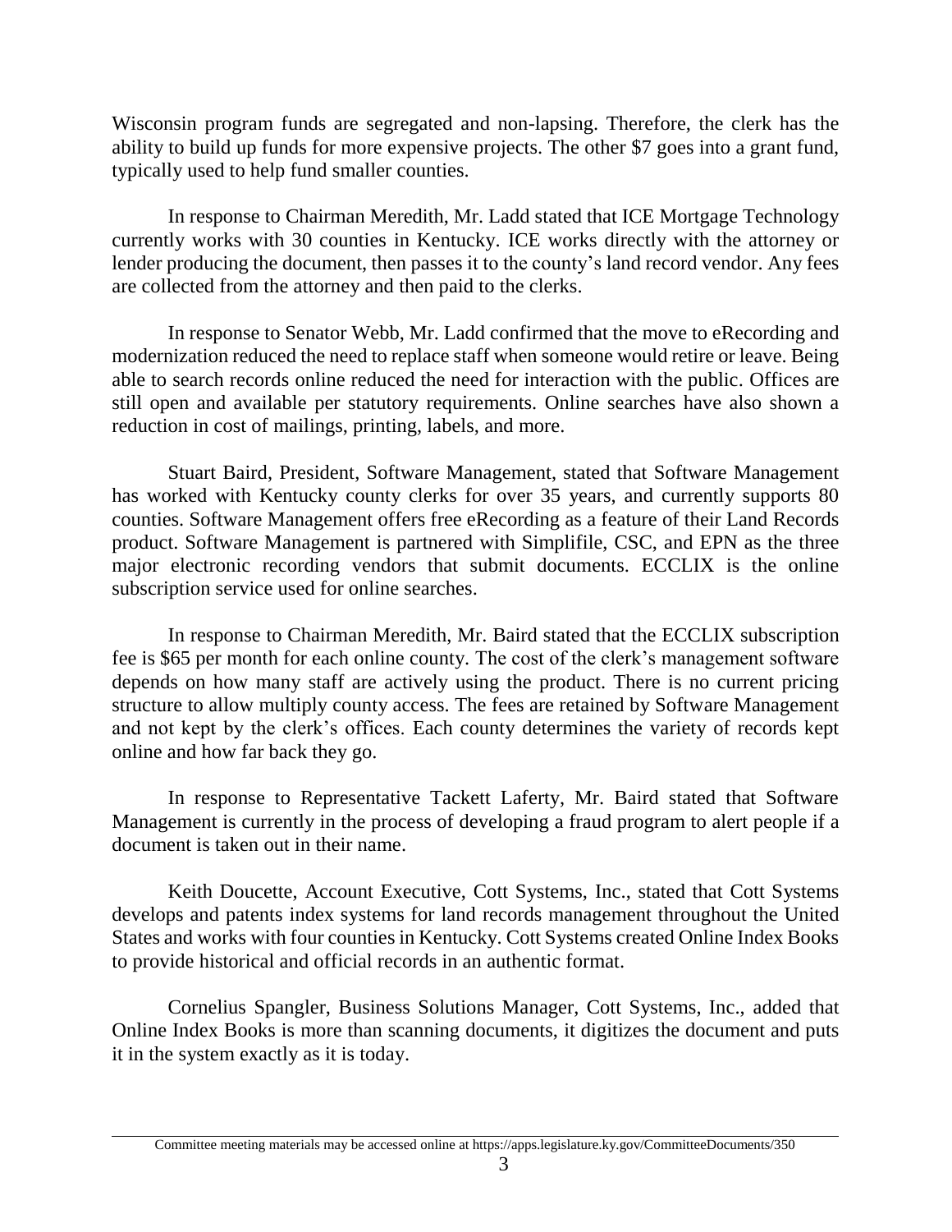Wisconsin program funds are segregated and non-lapsing. Therefore, the clerk has the ability to build up funds for more expensive projects. The other $7 goes into a grant fund, typically used to help fund smaller counties.

In response to Chairman Meredith, Mr. Ladd stated that ICE Mortgage Technology currently works with 30 counties in Kentucky. ICE works directly with the attorney or lender producing the document, then passes it to the county's land record vendor. Any fees are collected from the attorney and then paid to the clerks.

In response to Senator Webb, Mr. Ladd confirmed that the move to eRecording and modernization reduced the need to replace staff when someone would retire or leave. Being able to search records online reduced the need for interaction with the public. Offices are still open and available per statutory requirements. Online searches have also shown a reduction in cost of mailings, printing, labels, and more.

Stuart Baird, President, Software Management, stated that Software Management has worked with Kentucky county clerks for over 35 years, and currently supports 80 counties. Software Management offers free eRecording as a feature of their Land Records product. Software Management is partnered with Simplifile, CSC, and EPN as the three major electronic recording vendors that submit documents. ECCLIX is the online subscription service used for online searches.

In response to Chairman Meredith, Mr. Baird stated that the ECCLIX subscription fee is $65 per month for each online county. The cost of the clerk's management software depends on how many staff are actively using the product. There is no current pricing structure to allow multiply county access. The fees are retained by Software Management and not kept by the clerk's offices. Each county determines the variety of records kept online and how far back they go.

In response to Representative Tackett Laferty, Mr. Baird stated that Software Management is currently in the process of developing a fraud program to alert people if a document is taken out in their name.

Keith Doucette, Account Executive, Cott Systems, Inc., stated that Cott Systems develops and patents index systems for land records management throughout the United States and works with four counties in Kentucky. Cott Systems created Online Index Books to provide historical and official records in an authentic format.

Cornelius Spangler, Business Solutions Manager, Cott Systems, Inc., added that Online Index Books is more than scanning documents, it digitizes the document and puts it in the system exactly as it is today.

Committee meeting materials may be accessed online at https://apps.legislature.ky.gov/CommitteeDocuments/350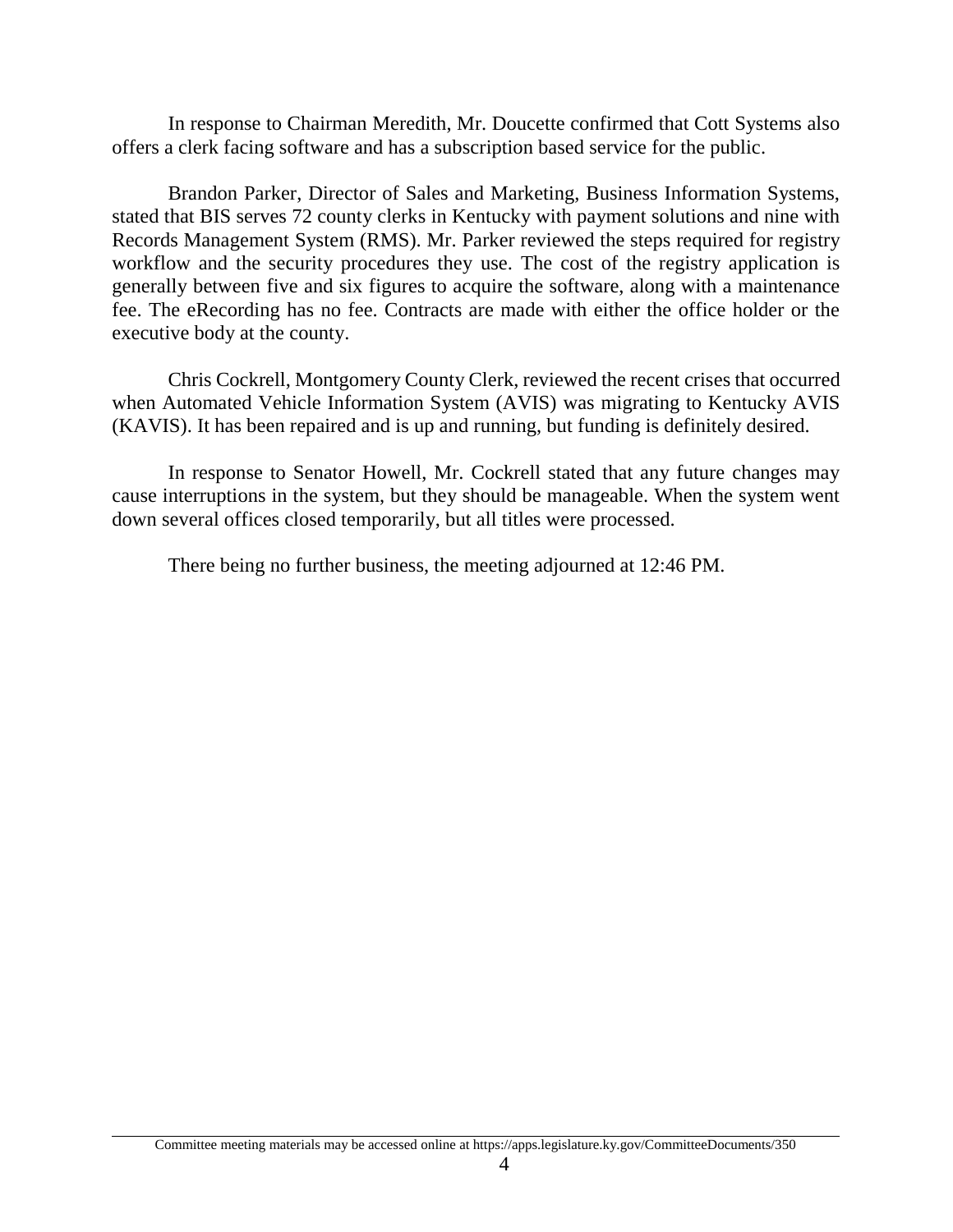In response to Chairman Meredith, Mr. Doucette confirmed that Cott Systems also offers a clerk facing software and has a subscription based service for the public.

Brandon Parker, Director of Sales and Marketing, Business Information Systems, stated that BIS serves 72 county clerks in Kentucky with payment solutions and nine with Records Management System (RMS). Mr. Parker reviewed the steps required for registry workflow and the security procedures they use. The cost of the registry application is generally between five and six figures to acquire the software, along with a maintenance fee. The eRecording has no fee. Contracts are made with either the office holder or the executive body at the county.

Chris Cockrell, Montgomery County Clerk, reviewed the recent crises that occurred when Automated Vehicle Information System (AVIS) was migrating to Kentucky AVIS (KAVIS). It has been repaired and is up and running, but funding is definitely desired.

In response to Senator Howell, Mr. Cockrell stated that any future changes may cause interruptions in the system, but they should be manageable. When the system went down several offices closed temporarily, but all titles were processed.

There being no further business, the meeting adjourned at 12:46 PM.

Committee meeting materials may be accessed online at https://apps.legislature.ky.gov/CommitteeDocuments/350